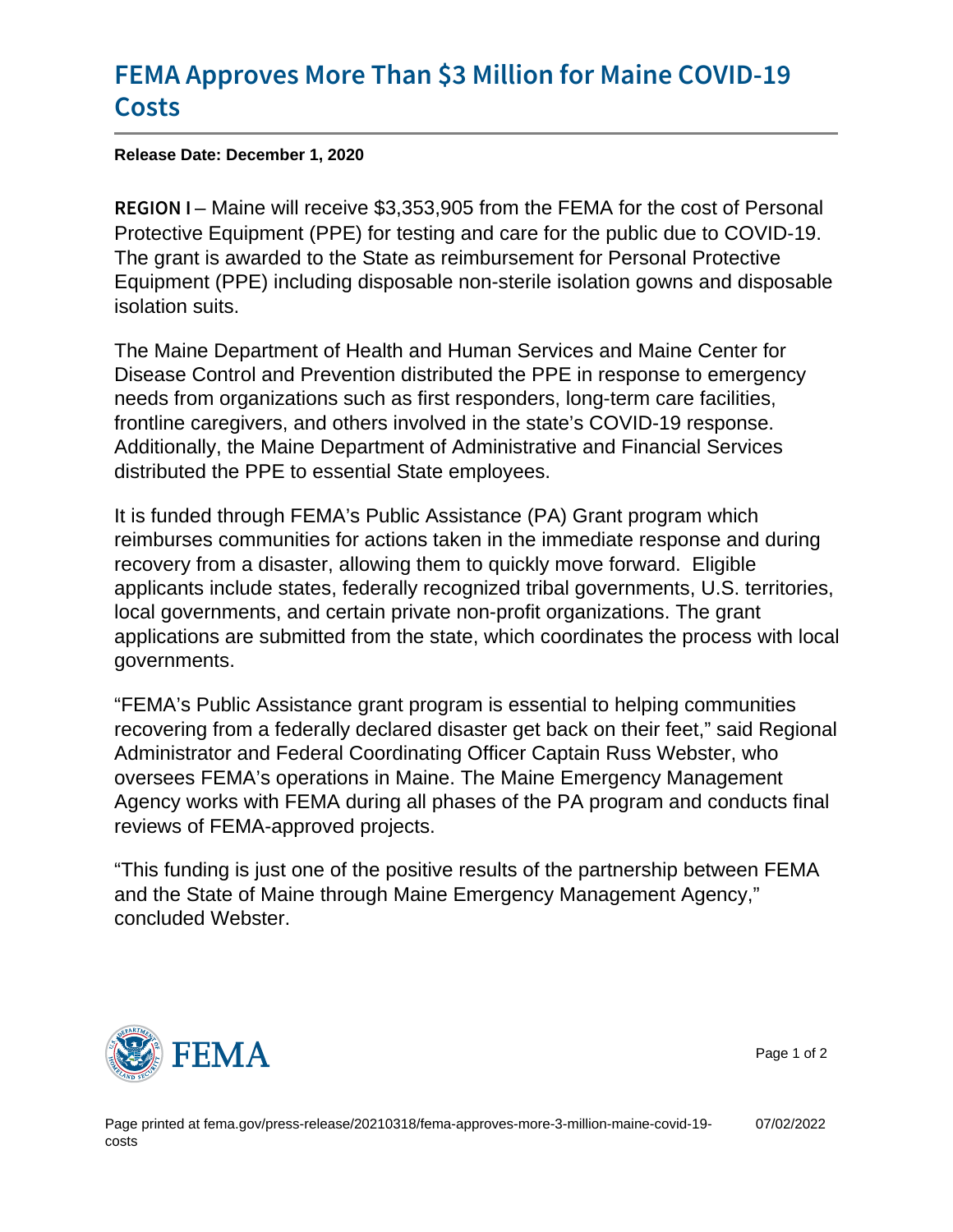# FEMA Approves More Than $3 Million for Maine COVID-19 Costs

**Release Date: December 1, 2020**

**REGION I** – Maine will receive $3,353,905 from the FEMA for the cost of Personal Protective Equipment (PPE) for testing and care for the public due to COVID-19. The grant is awarded to the State as reimbursement for Personal Protective Equipment (PPE) including disposable non-sterile isolation gowns and disposable isolation suits.

The Maine Department of Health and Human Services and Maine Center for Disease Control and Prevention distributed the PPE in response to emergency needs from organizations such as first responders, long-term care facilities, frontline caregivers, and others involved in the state's COVID-19 response. Additionally, the Maine Department of Administrative and Financial Services distributed the PPE to essential State employees.

It is funded through FEMA's Public Assistance (PA) Grant program which reimburses communities for actions taken in the immediate response and during recovery from a disaster, allowing them to quickly move forward. Eligible applicants include states, federally recognized tribal governments, U.S. territories, local governments, and certain private non-profit organizations. The grant applications are submitted from the state, which coordinates the process with local governments.

"FEMA's Public Assistance grant program is essential to helping communities recovering from a federally declared disaster get back on their feet," said Regional Administrator and Federal Coordinating Officer Captain Russ Webster, who oversees FEMA's operations in Maine. The Maine Emergency Management Agency works with FEMA during all phases of the PA program and conducts final reviews of FEMA-approved projects.

"This funding is just one of the positive results of the partnership between FEMA and the State of Maine through Maine Emergency Management Agency," concluded Webster.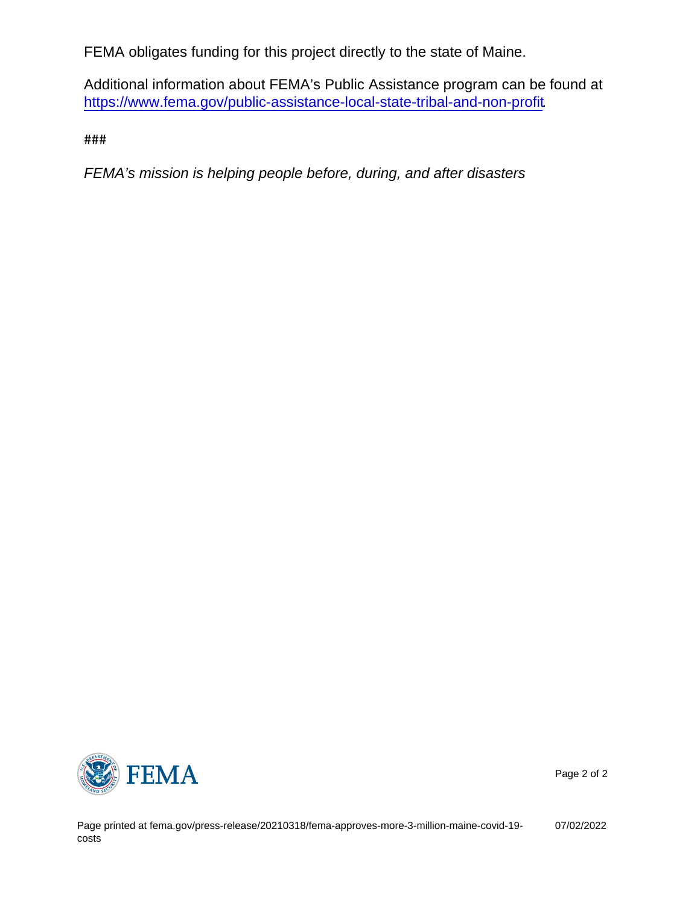FEMA obligates funding for this project directly to the state of Maine.

Additional information about FEMA's Public Assistance program can be found at https://www.fema.gov/public-assistance-local-state-tribal-and-non-profit.

###

*FEMA's mission is helping people before, during, and after disasters*